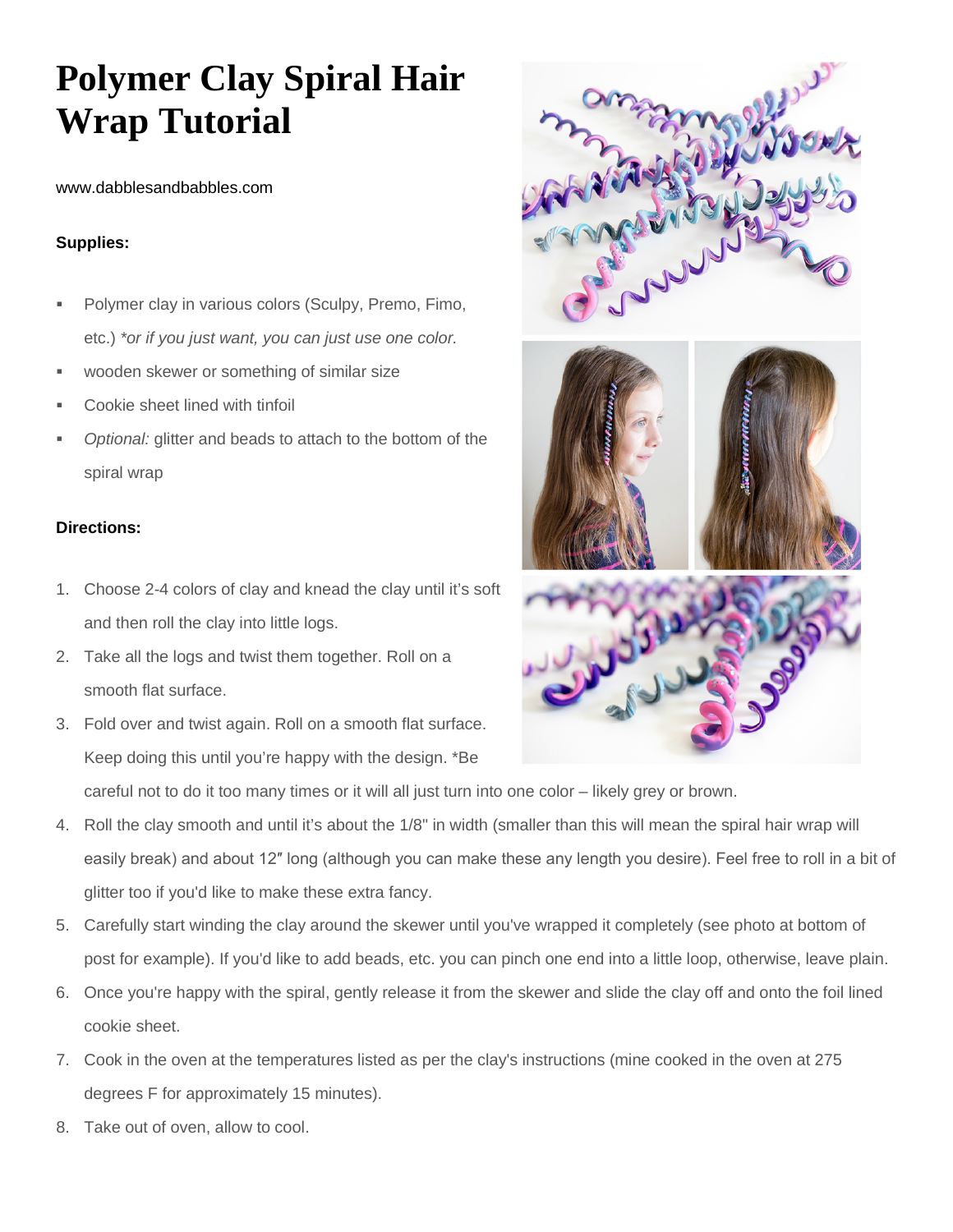# Polymer Clay Spiral Hair Wrap Tutorial

www.dabblesandbabbles.com

**Supplies:**

- Polymer clay in various colors (Sculpy, Premo, Fimo, etc.) *\*or if you just want, you can just use one color.*
- wooden skewer or something of similar size
- Cookie sheet lined with tinfoil
- *Optional:* glitter and beads to attach to the bottom of the spiral wrap

**Directions:**

1. Choose 2-4 colors of clay and knead the clay until it's soft and then roll the clay into little logs.
2. Take all the logs and twist them together. Roll on a smooth flat surface.
3. Fold over and twist again. Roll on a smooth flat surface. Keep doing this until you're happy with the design. *Be careful not to do it too many times or it will all just turn into one color – likely grey or brown.
4. Roll the clay smooth and until it's about the 1/8" in width (smaller than this will mean the spiral hair wrap will easily break) and about 12″ long (although you can make these any length you desire). Feel free to roll in a bit of glitter too if you'd like to make these extra fancy.
5. Carefully start winding the clay around the skewer until you've wrapped it completely (see photo at bottom of post for example). If you'd like to add beads, etc. you can pinch one end into a little loop, otherwise, leave plain.
6. Once you're happy with the spiral, gently release it from the skewer and slide the clay off and onto the foil lined cookie sheet.
7. Cook in the oven at the temperatures listed as per the clay's instructions (mine cooked in the oven at 275 degrees F for approximately 15 minutes).
8. Take out of oven, allow to cool.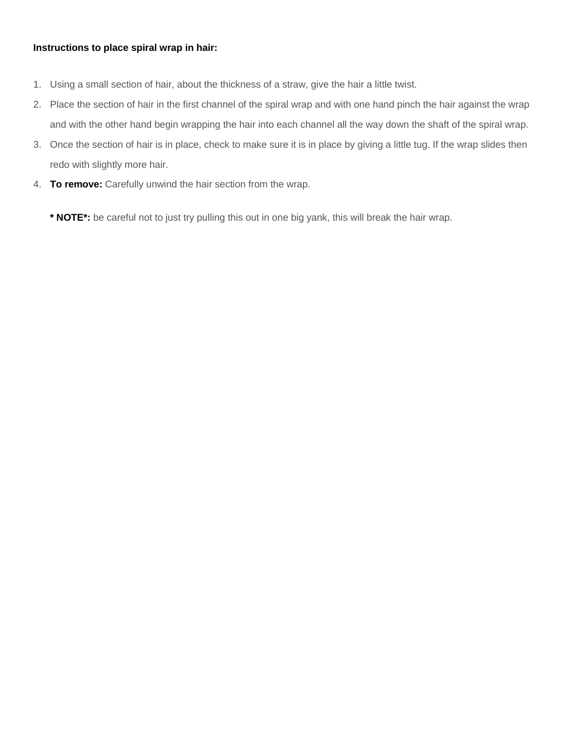**Instructions to place spiral wrap in hair:**

1. Using a small section of hair, about the thickness of a straw, give the hair a little twist.
2. Place the section of hair in the first channel of the spiral wrap and with one hand pinch the hair against the wrap and with the other hand begin wrapping the hair into each channel all the way down the shaft of the spiral wrap.
3. Once the section of hair is in place, check to make sure it is in place by giving a little tug. If the wrap slides then redo with slightly more hair.
4. **To remove:** Carefully unwind the hair section from the wrap.

   **\* NOTE\*:** be careful not to just try pulling this out in one big yank, this will break the hair wrap.